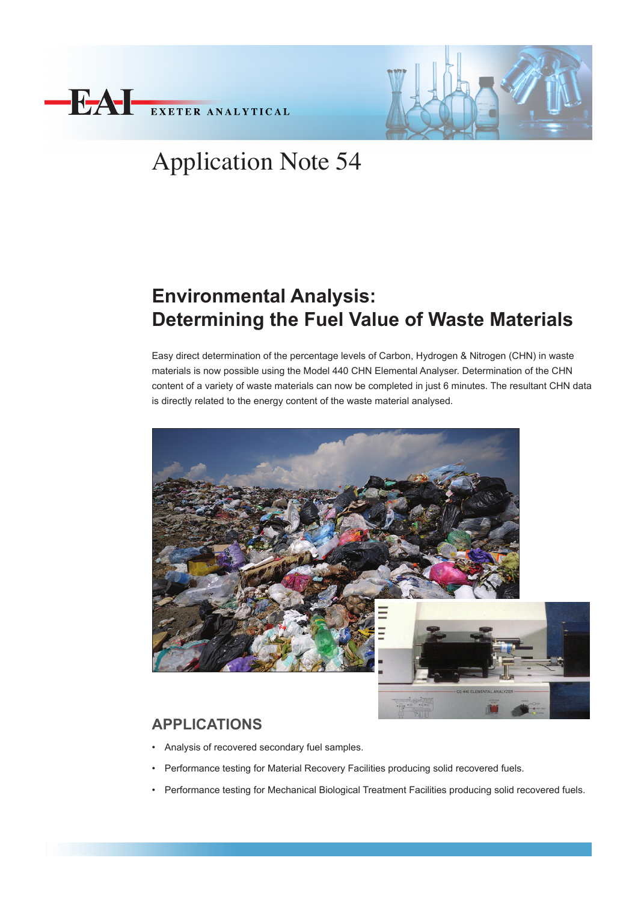EAI EXETER ANALYTICAL

# Application Note 54

## Environmental Analysis: Determining the Fuel Value of Waste Materials

Easy direct determination of the percentage levels of Carbon, Hydrogen & Nitrogen (CHN) in waste materials is now possible using the Model 440 CHN Elemental Analyser. Determination of the CHN content of a variety of waste materials can now be completed in just 6 minutes. The resultant CHN data is directly related to the energy content of the waste material analysed.

## APPLICATIONS

- Analysis of recovered secondary fuel samples.
- Performance testing for Material Recovery Facilities producing solid recovered fuels.
- Performance testing for Mechanical Biological Treatment Facilities producing solid recovered fuels.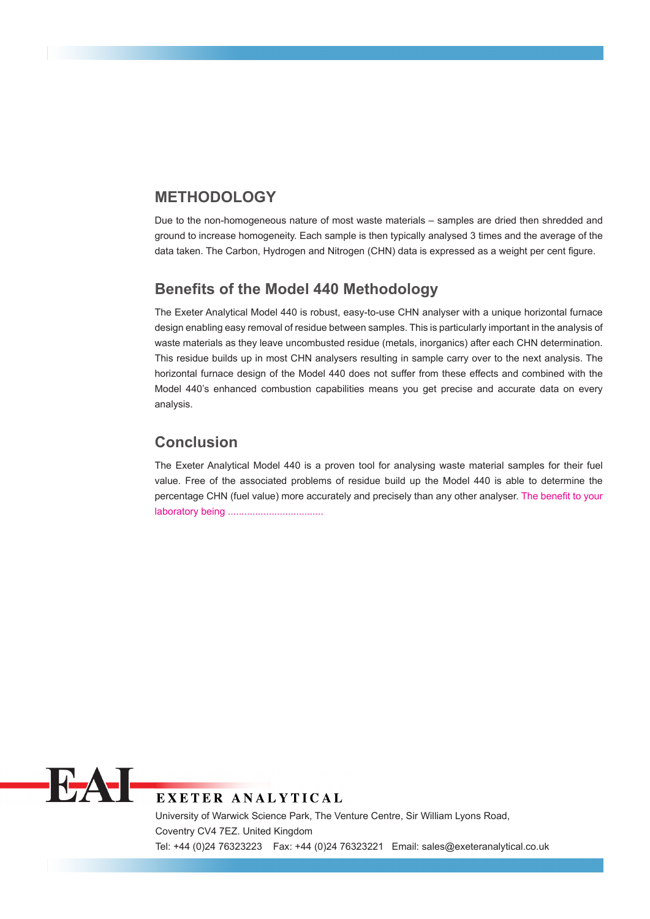## METHODOLOGY

Due to the non-homogeneous nature of most waste materials – samples are dried then shredded and ground to increase homogeneity. Each sample is then typically analysed 3 times and the average of the data taken. The Carbon, Hydrogen and Nitrogen (CHN) data is expressed as a weight per cent figure.

## Benefits of the Model 440 Methodology

The Exeter Analytical Model 440 is robust, easy-to-use CHN analyser with a unique horizontal furnace design enabling easy removal of residue between samples. This is particularly important in the analysis of waste materials as they leave uncombusted residue (metals, inorganics) after each CHN determination. This residue builds up in most CHN analysers resulting in sample carry over to the next analysis. The horizontal furnace design of the Model 440 does not suffer from these effects and combined with the Model 440's enhanced combustion capabilities means you get precise and accurate data on every analysis.

## Conclusion

The Exeter Analytical Model 440 is a proven tool for analysing waste material samples for their fuel value. Free of the associated problems of residue build up the Model 440 is able to determine the percentage CHN (fuel value) more accurately and precisely than any other analyser. The benefit to your laboratory being ...................................

EAI

EXETER ANALYTICAL

University of Warwick Science Park, The Venture Centre, Sir William Lyons Road,
Coventry CV4 7EZ. United Kingdom
Tel: +44 (0)24 76323223 Fax: +44 (0)24 76323221 Email: sales@exeteranalytical.co.uk